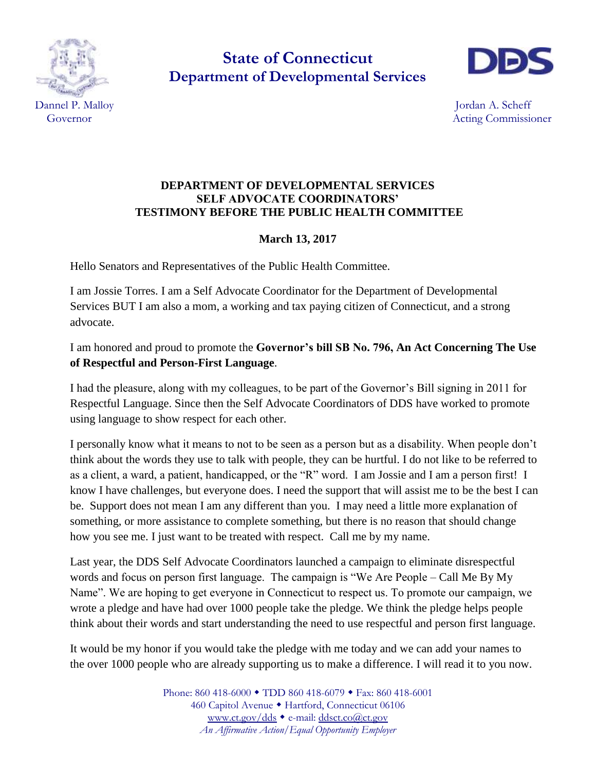# State of Connecticut
# Department of Developmental Services

Dannel P. Malloy
Governor

Jordan A. Scheff
Acting Commissioner

**DEPARTMENT OF DEVELOPMENTAL SERVICES**
**SELF ADVOCATE COORDINATORS'**
**TESTIMONY BEFORE THE PUBLIC HEALTH COMMITTEE**

**March 13, 2017**

Hello Senators and Representatives of the Public Health Committee.

I am Jossie Torres. I am a Self Advocate Coordinator for the Department of Developmental Services BUT I am also a mom, a working and tax paying citizen of Connecticut, and a strong advocate.

I am honored and proud to promote the **Governor's bill SB No. 796, An Act Concerning The Use of Respectful and Person-First Language**.

I had the pleasure, along with my colleagues, to be part of the Governor's Bill signing in 2011 for Respectful Language. Since then the Self Advocate Coordinators of DDS have worked to promote using language to show respect for each other.

I personally know what it means to not to be seen as a person but as a disability. When people don't think about the words they use to talk with people, they can be hurtful. I do not like to be referred to as a client, a ward, a patient, handicapped, or the "R" word. I am Jossie and I am a person first! I know I have challenges, but everyone does. I need the support that will assist me to be the best I can be. Support does not mean I am any different than you. I may need a little more explanation of something, or more assistance to complete something, but there is no reason that should change how you see me. I just want to be treated with respect. Call me by my name.

Last year, the DDS Self Advocate Coordinators launched a campaign to eliminate disrespectful words and focus on person first language. The campaign is "We Are People – Call Me By My Name". We are hoping to get everyone in Connecticut to respect us. To promote our campaign, we wrote a pledge and have had over 1000 people take the pledge. We think the pledge helps people think about their words and start understanding the need to use respectful and person first language.

It would be my honor if you would take the pledge with me today and we can add your names to the over 1000 people who are already supporting us to make a difference. I will read it to you now.

Phone: 860 418-6000 ◆ TDD 860 418-6079 ◆ Fax: 860 418-6001
460 Capitol Avenue ◆ Hartford, Connecticut 06106
www.ct.gov/dds ◆ e-mail: ddsct.co@ct.gov
*An Affirmative Action/Equal Opportunity Employer*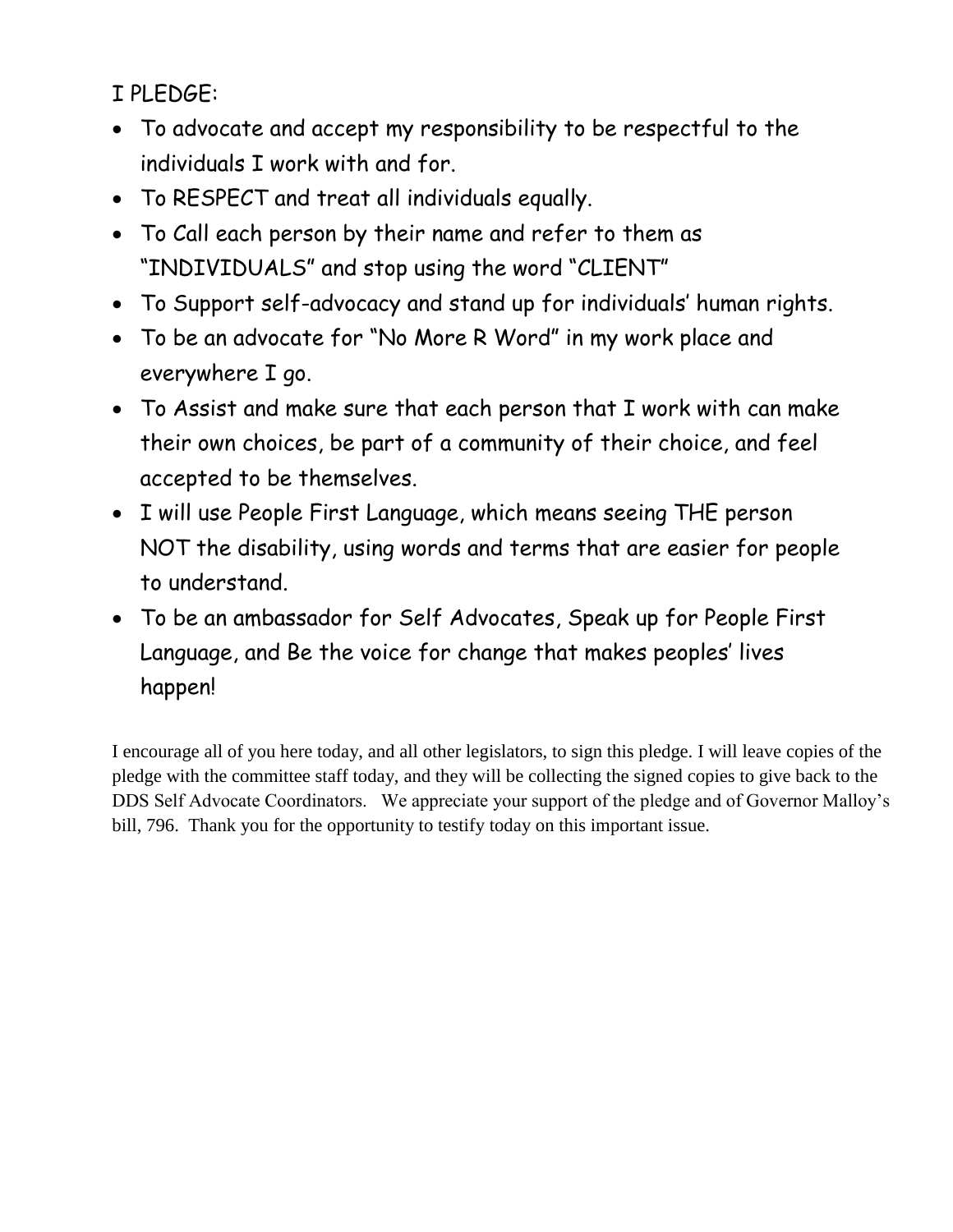I PLEDGE:

- To advocate and accept my responsibility to be respectful to the individuals I work with and for.
- To RESPECT and treat all individuals equally.
- To Call each person by their name and refer to them as "INDIVIDUALS" and stop using the word "CLIENT"
- To Support self-advocacy and stand up for individuals' human rights.
- To be an advocate for "No More R Word" in my work place and everywhere I go.
- To Assist and make sure that each person that I work with can make their own choices, be part of a community of their choice, and feel accepted to be themselves.
- I will use People First Language, which means seeing THE person NOT the disability, using words and terms that are easier for people to understand.
- To be an ambassador for Self Advocates, Speak up for People First Language, and Be the voice for change that makes peoples' lives happen!

I encourage all of you here today, and all other legislators, to sign this pledge. I will leave copies of the pledge with the committee staff today, and they will be collecting the signed copies to give back to the DDS Self Advocate Coordinators. We appreciate your support of the pledge and of Governor Malloy's bill, 796. Thank you for the opportunity to testify today on this important issue.